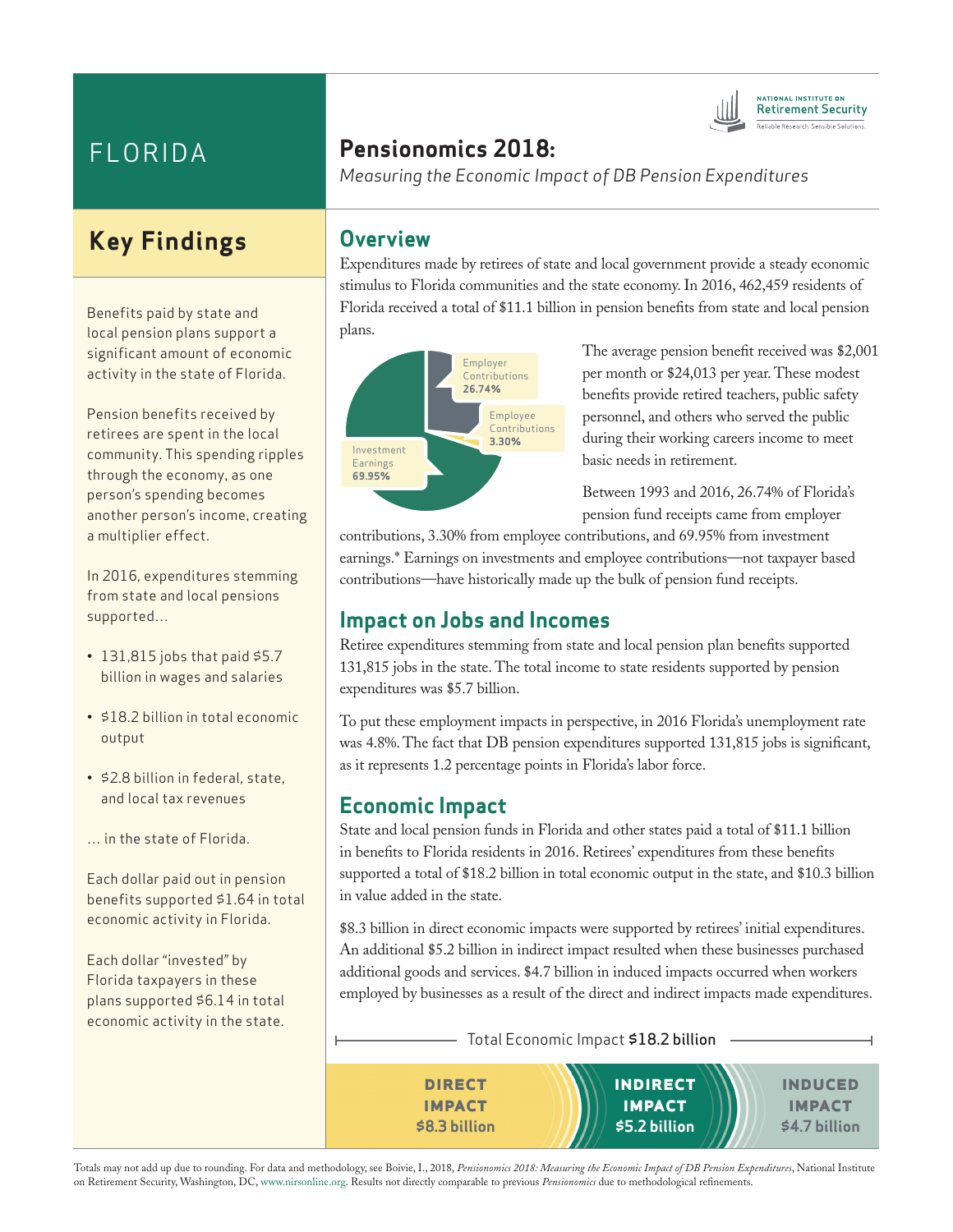# FLORIDA

## Pensionomics 2018:

*Measuring the Economic Impact of DB Pension Expenditures*

NATIONAL INSTITUTE ON Retirement Security
Reliable Research. Sensible Solutions.

## Key Findings

Benefits paid by state and local pension plans support a significant amount of economic activity in the state of Florida.

Pension benefits received by retirees are spent in the local community. This spending ripples through the economy, as one person's spending becomes another person's income, creating a multiplier effect.

In 2016, expenditures stemming from state and local pensions supported...

- 131,815 jobs that paid $5.7 billion in wages and salaries
- $18.2 billion in total economic output
- $2.8 billion in federal, state, and local tax revenues

... in the state of Florida.

Each dollar paid out in pension benefits supported $1.64 in total economic activity in Florida.

Each dollar "invested" by Florida taxpayers in these plans supported $6.14 in total economic activity in the state.

## Overview

Expenditures made by retirees of state and local government provide a steady economic stimulus to Florida communities and the state economy. In 2016, 462,459 residents of Florida received a total of $11.1 billion in pension benefits from state and local pension plans.

Employer Contributions **26.74%**
Employee Contributions **3.30%**
Investment Earnings **69.95%**

The average pension benefit received was $2,001 per month or $24,013 per year. These modest benefits provide retired teachers, public safety personnel, and others who served the public during their working careers income to meet basic needs in retirement.

Between 1993 and 2016, 26.74% of Florida's pension fund receipts came from employer contributions, 3.30% from employee contributions, and 69.95% from investment earnings.* Earnings on investments and employee contributions—not taxpayer based contributions—have historically made up the bulk of pension fund receipts.

## Impact on Jobs and Incomes

Retiree expenditures stemming from state and local pension plan benefits supported 131,815 jobs in the state. The total income to state residents supported by pension expenditures was $5.7 billion.

To put these employment impacts in perspective, in 2016 Florida's unemployment rate was 4.8%. The fact that DB pension expenditures supported 131,815 jobs is significant, as it represents 1.2 percentage points in Florida's labor force.

## Economic Impact

State and local pension funds in Florida and other states paid a total of $11.1 billion in benefits to Florida residents in 2016. Retirees' expenditures from these benefits supported a total of $18.2 billion in total economic output in the state, and $10.3 billion in value added in the state.

$8.3 billion in direct economic impacts were supported by retirees' initial expenditures. An additional $5.2 billion in indirect impact resulted when these businesses purchased additional goods and services. $4.7 billion in induced impacts occurred when workers employed by businesses as a result of the direct and indirect impacts made expenditures.

Total Economic Impact **$18.2 billion**

| DIRECT IMPACT | INDIRECT IMPACT | INDUCED IMPACT |
|---|---|---|
| $8.3 billion | $5.2 billion | $4.7 billion |

Totals may not add up due to rounding. For data and methodology, see Boivie, I., 2018, *Pensionomics 2018: Measuring the Economic Impact of DB Pension Expenditures*, National Institute on Retirement Security, Washington, DC, www.nirsonline.org. Results not directly comparable to previous *Pensionomics* due to methodological refinements.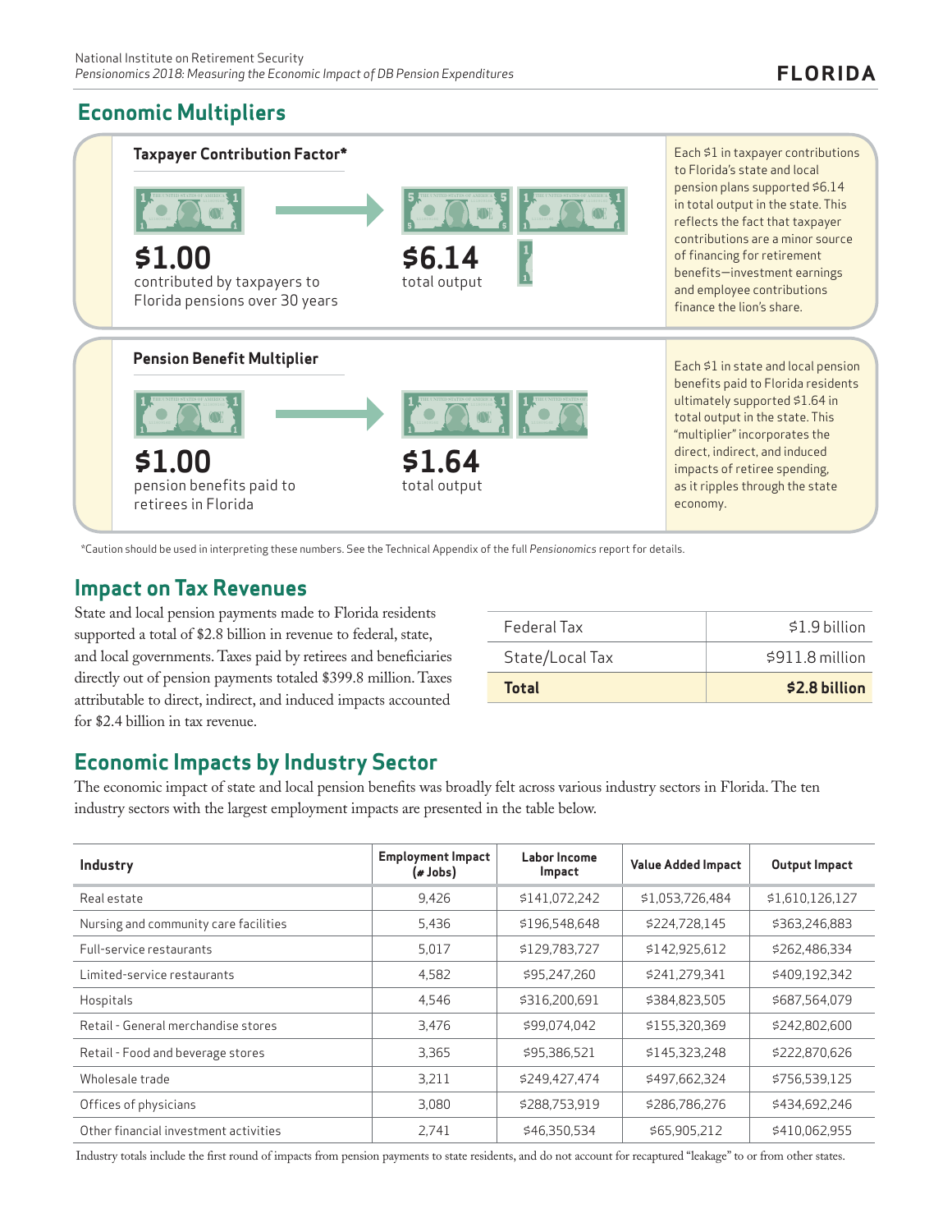## Economic Multipliers

### Taxpayer Contribution Factor*

**$1.00**
contributed by taxpayers to Florida pensions over 30 years

**$6.14**
total output

Each $1 in taxpayer contributions to Florida's state and local pension plans supported $6.14 in total output in the state. This reflects the fact that taxpayer contributions are a minor source of financing for retirement benefits—investment earnings and employee contributions finance the lion's share.

### Pension Benefit Multiplier

**$1.00**
pension benefits paid to retirees in Florida

**$1.64**
total output

Each $1 in state and local pension benefits paid to Florida residents ultimately supported $1.64 in total output in the state. This "multiplier" incorporates the direct, indirect, and induced impacts of retiree spending, as it ripples through the state economy.

*Caution should be used in interpreting these numbers. See the Technical Appendix of the full *Pensionomics* report for details.

## Impact on Tax Revenues

State and local pension payments made to Florida residents supported a total of $2.8 billion in revenue to federal, state, and local governments. Taxes paid by retirees and beneficiaries directly out of pension payments totaled $399.8 million. Taxes attributable to direct, indirect, and induced impacts accounted for $2.4 billion in tax revenue.

| | |
|---|---|
| Federal Tax | $1.9 billion |
| State/Local Tax | $911.8 million |
| **Total** | **$2.8 billion** |

## Economic Impacts by Industry Sector

The economic impact of state and local pension benefits was broadly felt across various industry sectors in Florida. The ten industry sectors with the largest employment impacts are presented in the table below.

| Industry | Employment Impact (# Jobs) | Labor Income Impact | Value Added Impact | Output Impact |
|---|---|---|---|---|
| Real estate | 9,426 | $141,072,242 | $1,053,726,484 | $1,610,126,127 |
| Nursing and community care facilities | 5,436 | $196,548,648 | $224,728,145 | $363,246,883 |
| Full-service restaurants | 5,017 | $129,783,727 | $142,925,612 | $262,486,334 |
| Limited-service restaurants | 4,582 | $95,247,260 | $241,279,341 | $409,192,342 |
| Hospitals | 4,546 | $316,200,691 | $384,823,505 | $687,564,079 |
| Retail - General merchandise stores | 3,476 | $99,074,042 | $155,320,369 | $242,802,600 |
| Retail - Food and beverage stores | 3,365 | $95,386,521 | $145,323,248 | $222,870,626 |
| Wholesale trade | 3,211 | $249,427,474 | $497,662,324 | $756,539,125 |
| Offices of physicians | 3,080 | $288,753,919 | $286,786,276 | $434,692,246 |
| Other financial investment activities | 2,741 | $46,350,534 | $65,905,212 | $410,062,955 |

Industry totals include the first round of impacts from pension payments to state residents, and do not account for recaptured "leakage" to or from other states.